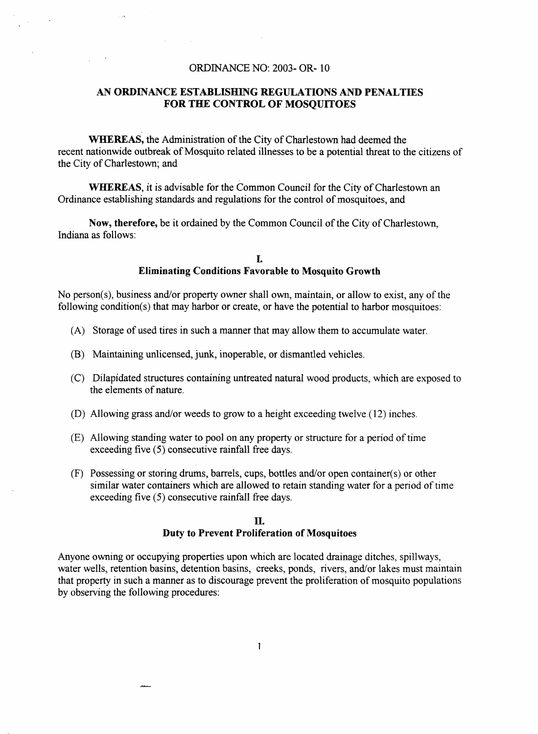ORDINANCE NO: 2003- OR- 10

# AN ORDINANCE ESTABLISHING REGULATIONS AND PENALTIES FOR THE CONTROL OF MOSQUITOES

**WHEREAS,** the Administration of the City of Charlestown had deemed the recent nationwide outbreak of Mosquito related illnesses to be a potential threat to the citizens of the City of Charlestown; and

**WHEREAS**, it is advisable for the Common Council for the City of Charlestown an Ordinance establishing standards and regulations for the control of mosquitoes, and

**Now, therefore,** be it ordained by the Common Council of the City of Charlestown, Indiana as follows:

## I. Eliminating Conditions Favorable to Mosquito Growth

No person(s), business and/or property owner shall own, maintain, or allow to exist, any of the following condition(s) that may harbor or create, or have the potential to harbor mosquitoes:

(A) Storage of used tires in such a manner that may allow them to accumulate water.

(B) Maintaining unlicensed, junk, inoperable, or dismantled vehicles.

(C) Dilapidated structures containing untreated natural wood products, which are exposed to the elements of nature.

(D) Allowing grass and/or weeds to grow to a height exceeding twelve (12) inches.

(E) Allowing standing water to pool on any property or structure for a period of time exceeding five (5) consecutive rainfall free days.

(F) Possessing or storing drums, barrels, cups, bottles and/or open container(s) or other similar water containers which are allowed to retain standing water for a period of time exceeding five (5) consecutive rainfall free days.

## II. Duty to Prevent Proliferation of Mosquitoes

Anyone owning or occupying properties upon which are located drainage ditches, spillways, water wells, retention basins, detention basins, creeks, ponds, rivers, and/or lakes must maintain that property in such a manner as to discourage prevent the proliferation of mosquito populations by observing the following procedures: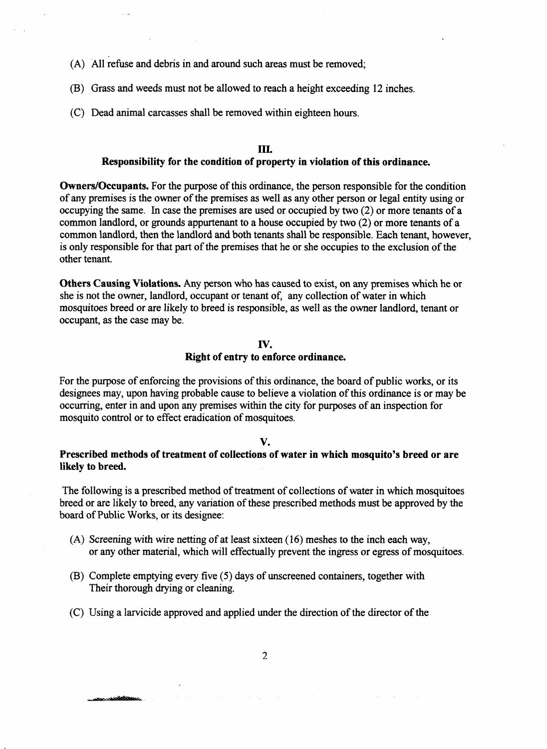(A) All refuse and debris in and around such areas must be removed;

(B) Grass and weeds must not be allowed to reach a height exceeding 12 inches.

(C) Dead animal carcasses shall be removed within eighteen hours.

## III.
## Responsibility for the condition of property in violation of this ordinance.

**Owners/Occupants.** For the purpose of this ordinance, the person responsible for the condition of any premises is the owner of the premises as well as any other person or legal entity using or occupying the same. In case the premises are used or occupied by two (2) or more tenants of a common landlord, or grounds appurtenant to a house occupied by two (2) or more tenants of a common landlord, then the landlord and both tenants shall be responsible. Each tenant, however, is only responsible for that part of the premises that he or she occupies to the exclusion of the other tenant.

**Others Causing Violations.** Any person who has caused to exist, on any premises which he or she is not the owner, landlord, occupant or tenant of, any collection of water in which mosquitoes breed or are likely to breed is responsible, as well as the owner landlord, tenant or occupant, as the case may be.

## IV.
## Right of entry to enforce ordinance.

For the purpose of enforcing the provisions of this ordinance, the board of public works, or its designees may, upon having probable cause to believe a violation of this ordinance is or may be occurring, enter in and upon any premises within the city for purposes of an inspection for mosquito control or to effect eradication of mosquitoes.

## V.
## Prescribed methods of treatment of collections of water in which mosquito's breed or are likely to breed.

The following is a prescribed method of treatment of collections of water in which mosquitoes breed or are likely to breed, any variation of these prescribed methods must be approved by the board of Public Works, or its designee:

(A) Screening with wire netting of at least sixteen (16) meshes to the inch each way, or any other material, which will effectually prevent the ingress or egress of mosquitoes.

(B) Complete emptying every five (5) days of unscreened containers, together with Their thorough drying or cleaning.

(C) Using a larvicide approved and applied under the direction of the director of the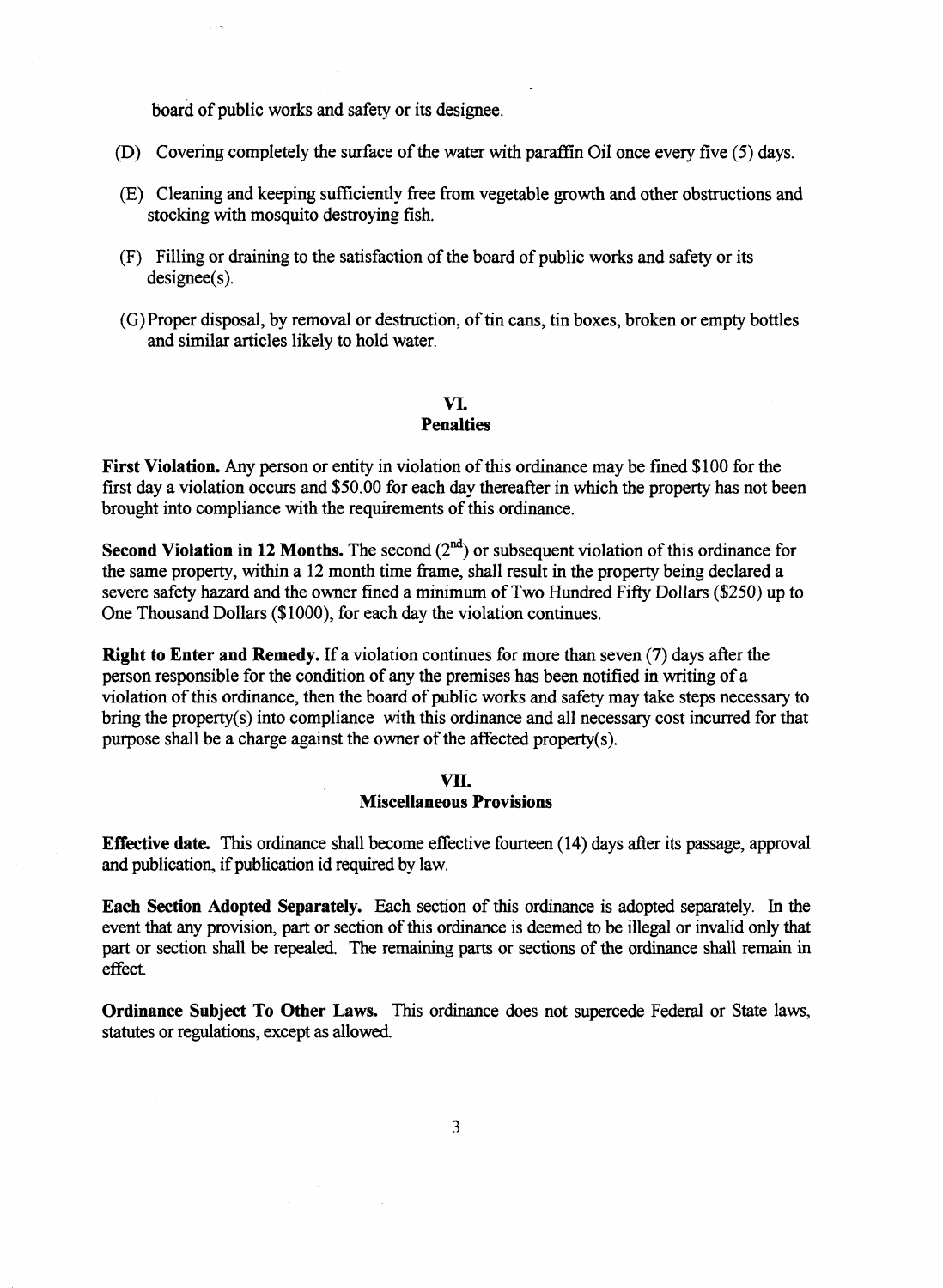board of public works and safety or its designee.

(D) Covering completely the surface of the water with paraffin Oil once every five (5) days.

(E) Cleaning and keeping sufficiently free from vegetable growth and other obstructions and stocking with mosquito destroying fish.

(F) Filling or draining to the satisfaction of the board of public works and safety or its designee(s).

(G) Proper disposal, by removal or destruction, of tin cans, tin boxes, broken or empty bottles and similar articles likely to hold water.

## VI.
## Penalties

**First Violation.** Any person or entity in violation of this ordinance may be fined $100 for the first day a violation occurs and $50.00 for each day thereafter in which the property has not been brought into compliance with the requirements of this ordinance.

**Second Violation in 12 Months.** The second (2nd) or subsequent violation of this ordinance for the same property, within a 12 month time frame, shall result in the property being declared a severe safety hazard and the owner fined a minimum of Two Hundred Fifty Dollars ($250) up to One Thousand Dollars ($1000), for each day the violation continues.

**Right to Enter and Remedy.** If a violation continues for more than seven (7) days after the person responsible for the condition of any the premises has been notified in writing of a violation of this ordinance, then the board of public works and safety may take steps necessary to bring the property(s) into compliance with this ordinance and all necessary cost incurred for that purpose shall be a charge against the owner of the affected property(s).

## VII.
## Miscellaneous Provisions

**Effective date.** This ordinance shall become effective fourteen (14) days after its passage, approval and publication, if publication id required by law.

**Each Section Adopted Separately.** Each section of this ordinance is adopted separately. In the event that any provision, part or section of this ordinance is deemed to be illegal or invalid only that part or section shall be repealed. The remaining parts or sections of the ordinance shall remain in effect.

**Ordinance Subject To Other Laws.** This ordinance does not supercede Federal or State laws, statutes or regulations, except as allowed.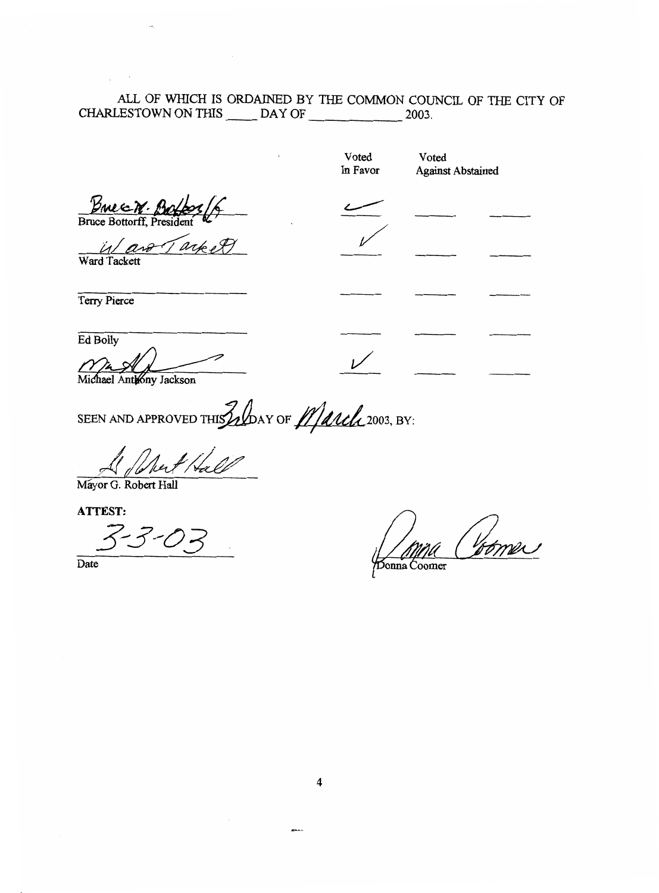ALL OF WHICH IS ORDAINED BY THE COMMON COUNCIL OF THE CITY OF CHARLESTOWN ON THIS _____ DAY OF ______________ 2003.

| | Voted In Favor | Voted Against | Abstained |
|---|---|---|---|
| Bruce Bottorff, President | ✓ | | |
| Ward Tackett | ✓ | | |
| Terry Pierce | | | |
| Ed Bolly | | | |
| Michael Anthony Jackson | ✓ | | |

SEEN AND APPROVED THIS 3rd DAY OF March 2003, BY:

Mayor G. Robert Hall

**ATTEST:**

3-3-03

Date

Donna Coomer